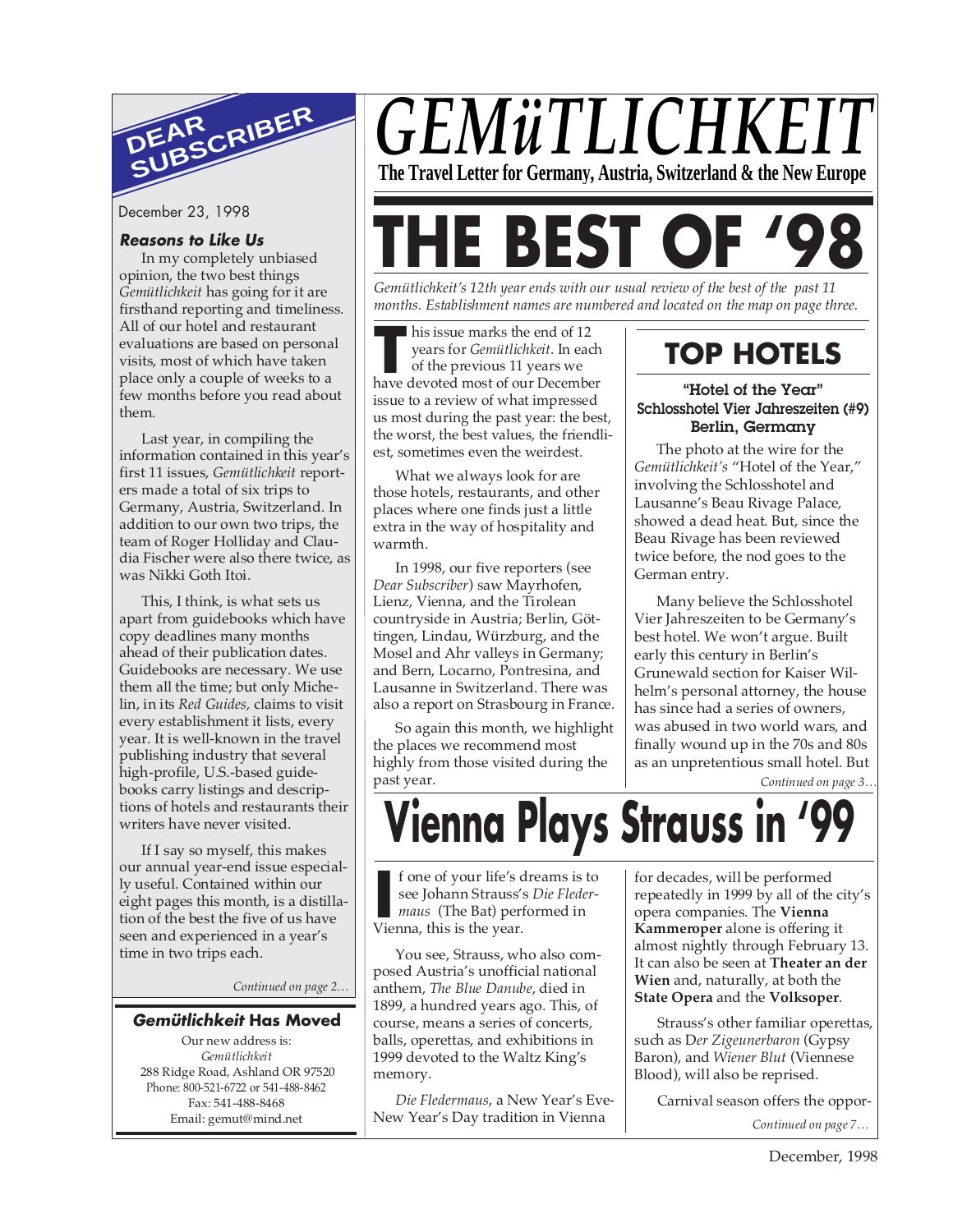# GEMüTLICHKEIT

**The Travel Letter for Germany, Austria, Switzerland & the New Europe**

# THE BEST OF '98

*Gemütlichkeit's 12th year ends with our usual review of the best of the past 11 months. Establishment names are numbered and located on the map on page three.*

This issue marks the end of 12 years for *Gemütlichkeit*. In each of the previous 11 years we have devoted most of our December issue to a review of what impressed us most during the past year: the best, the worst, the best values, the friendliest, sometimes even the weirdest.

What we always look for are those hotels, restaurants, and other places where one finds just a little extra in the way of hospitality and warmth.

In 1998, our five reporters (see *Dear Subscriber*) saw Mayrhofen, Lienz, Vienna, and the Tirolean countryside in Austria; Berlin, Göttingen, Lindau, Würzburg, and the Mosel and Ahr valleys in Germany; and Bern, Locarno, Pontresina, and Lausanne in Switzerland. There was also a report on Strasbourg in France.

So again this month, we highlight the places we recommend most highly from those visited during the past year.

## TOP HOTELS

**"Hotel of the Year"**
**Schlosshotel Vier Jahreszeiten (#9)**
**Berlin, Germany**

The photo at the wire for the *Gemütlichkeit's* "Hotel of the Year," involving the Schlosshotel and Lausanne's Beau Rivage Palace, showed a dead heat. But, since the Beau Rivage has been reviewed twice before, the nod goes to the German entry.

Many believe the Schlosshotel Vier Jahreszeiten to be Germany's best hotel. We won't argue. Built early this century in Berlin's Grunewald section for Kaiser Wilhelm's personal attorney, the house has since had a series of owners, was abused in two world wars, and finally wound up in the 70s and 80s as an unpretentious small hotel. But

*Continued on page 3…*

# Vienna Plays Strauss in '99

If one of your life's dreams is to see Johann Strauss's *Die Fledermaus* (The Bat) performed in Vienna, this is the year.

You see, Strauss, who also composed Austria's unofficial national anthem, *The Blue Danube*, died in 1899, a hundred years ago. This, of course, means a series of concerts, balls, operettas, and exhibitions in 1999 devoted to the Waltz King's memory.

*Die Fledermaus*, a New Year's Eve-New Year's Day tradition in Vienna for decades, will be performed repeatedly in 1999 by all of the city's opera companies. The **Vienna Kammeroper** alone is offering it almost nightly through February 13. It can also be seen at **Theater an der Wien** and, naturally, at both the **State Opera** and the **Volksoper**.

Strauss's other familiar operettas, such as D*er Zigeunerbaron* (Gypsy Baron), and *Wiener Blut* (Viennese Blood), will also be reprised.

Carnival season offers the oppor-

*Continued on page 7…*

## DEAR SUBSCRIBER

December 23, 1998

***Reasons to Like Us***

In my completely unbiased opinion, the two best things *Gemütlichkeit* has going for it are firsthand reporting and timeliness. All of our hotel and restaurant evaluations are based on personal visits, most of which have taken place only a couple of weeks to a few months before you read about them.

Last year, in compiling the information contained in this year's first 11 issues, *Gemütlichkeit* reporters made a total of six trips to Germany, Austria, Switzerland. In addition to our own two trips, the team of Roger Holliday and Claudia Fischer were also there twice, as was Nikki Goth Itoi.

This, I think, is what sets us apart from guidebooks which have copy deadlines many months ahead of their publication dates. Guidebooks are necessary. We use them all the time; but only Michelin, in its *Red Guides,* claims to visit every establishment it lists, every year. It is well-known in the travel publishing industry that several high-profile, U.S.-based guidebooks carry listings and descriptions of hotels and restaurants their writers have never visited.

If I say so myself, this makes our annual year-end issue especially useful. Contained within our eight pages this month, is a distillation of the best the five of us have seen and experienced in a year's time in two trips each.

*Continued on page 2…*

### *Gemütlichkeit* Has Moved

Our new address is:
*Gemütlichkeit*
288 Ridge Road, Ashland OR 97520
Phone: 800-521-6722 or 541-488-8462
Fax: 541-488-8468
Email: gemut@mind.net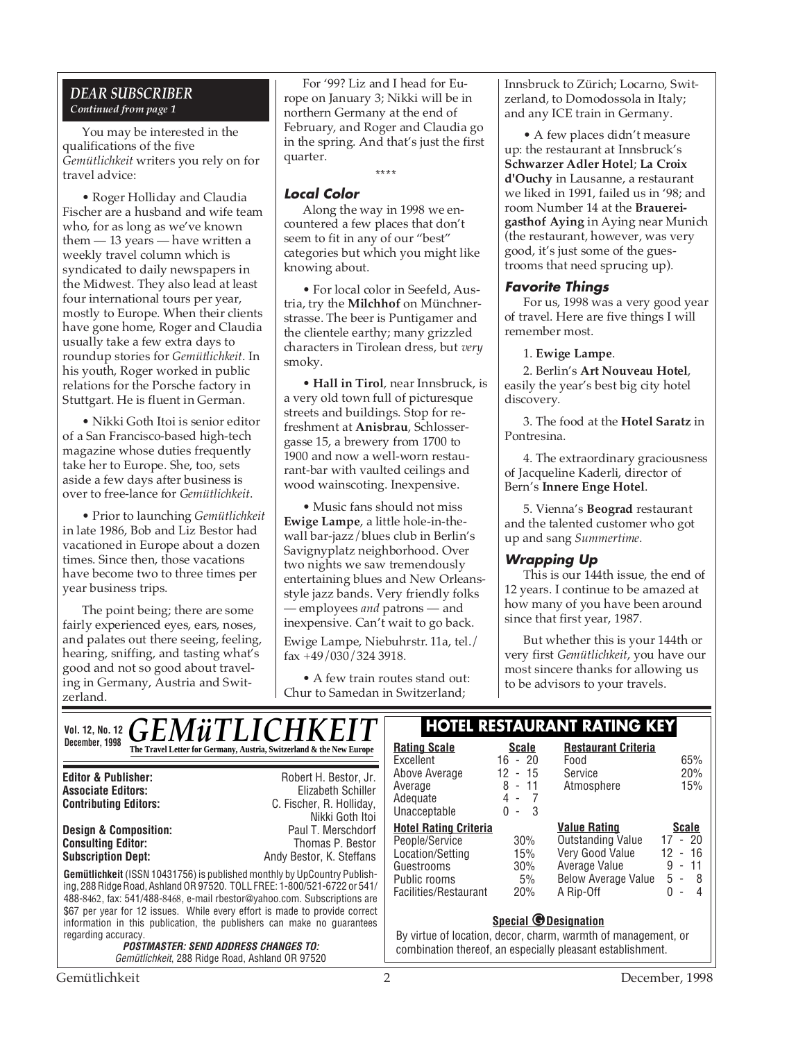## DEAR SUBSCRIBER
*Continued from page 1*

You may be interested in the qualifications of the five *Gemütlichkeit* writers you rely on for travel advice:

• Roger Holliday and Claudia Fischer are a husband and wife team who, for as long as we've known them — 13 years — have written a weekly travel column which is syndicated to daily newspapers in the Midwest. They also lead at least four international tours per year, mostly to Europe. When their clients have gone home, Roger and Claudia usually take a few extra days to roundup stories for *Gemütlichkeit*. In his youth, Roger worked in public relations for the Porsche factory in Stuttgart. He is fluent in German.

• Nikki Goth Itoi is senior editor of a San Francisco-based high-tech magazine whose duties frequently take her to Europe. She, too, sets aside a few days after business is over to free-lance for *Gemütlichkeit*.

• Prior to launching *Gemütlichkeit* in late 1986, Bob and Liz Bestor had vacationed in Europe about a dozen times. Since then, those vacations have become two to three times per year business trips.

The point being; there are some fairly experienced eyes, ears, noses, and palates out there seeing, feeling, hearing, sniffing, and tasting what's good and not so good about traveling in Germany, Austria and Switzerland.

For '99? Liz and I head for Europe on January 3; Nikki will be in northern Germany at the end of February, and Roger and Claudia go in the spring. And that's just the first quarter.

\*\*\*\*

### Local Color

Along the way in 1998 we encountered a few places that don't seem to fit in any of our "best" categories but which you might like knowing about.

• For local color in Seefeld, Austria, try the **Milchhof** on Münchnerstrasse. The beer is Puntigamer and the clientele earthy; many grizzled characters in Tirolean dress, but *very* smoky.

• **Hall in Tirol**, near Innsbruck, is a very old town full of picturesque streets and buildings. Stop for refreshment at **Anisbrau**, Schlossergasse 15, a brewery from 1700 to 1900 and now a well-worn restaurant-bar with vaulted ceilings and wood wainscoting. Inexpensive.

• Music fans should not miss **Ewige Lampe**, a little hole-in-the-wall bar-jazz/blues club in Berlin's Savignyplatz neighborhood. Over two nights we saw tremendously entertaining blues and New Orleans-style jazz bands. Very friendly folks — employees *and* patrons — and inexpensive. Can't wait to go back.

Ewige Lampe, Niebuhrstr. 11a, tel./fax +49/030/324 3918.

• A few train routes stand out: Chur to Samedan in Switzerland; Innsbruck to Zürich; Locarno, Switzerland, to Domodossola in Italy; and any ICE train in Germany.

• A few places didn't measure up: the restaurant at Innsbruck's **Schwarzer Adler Hotel**; **La Croix d'Ouchy** in Lausanne, a restaurant we liked in 1991, failed us in '98; and room Number 14 at the **Brauereigasthof Aying** in Aying near Munich (the restaurant, however, was very good, it's just some of the guestrooms that need sprucing up).

### Favorite Things

For us, 1998 was a very good year of travel. Here are five things I will remember most.

1. **Ewige Lampe**.
2. Berlin's **Art Nouveau Hotel**, easily the year's best big city hotel discovery.
3. The food at the **Hotel Saratz** in Pontresina.
4. The extraordinary graciousness of Jacqueline Kaderli, director of Bern's **Innere Enge Hotel**.
5. Vienna's **Beograd** restaurant and the talented customer who got up and sang *Summertime*.

### Wrapping Up

This is our 144th issue, the end of 12 years. I continue to be amazed at how many of you have been around since that first year, 1987.

But whether this is your 144th or very first *Gemütlichkeit*, you have our most sincere thanks for allowing us to be advisors to your travels.

---

**Vol. 12, No. 12**
**December, 1998**

# GEMüTLICHKEIT
**The Travel Letter for Germany, Austria, Switzerland & the New Europe**

| | |
|---|---|
| **Editor & Publisher:** | Robert H. Bestor, Jr. |
| **Associate Editors:** | Elizabeth Schiller |
| **Contributing Editors:** | C. Fischer, R. Holliday, Nikki Goth Itoi |
| **Design & Composition:** | Paul T. Merschdorf |
| **Consulting Editor:** | Thomas P. Bestor |
| **Subscription Dept:** | Andy Bestor, K. Steffans |

**Gemütlichkeit** (ISSN 10431756) is published monthly by UpCountry Publishing, 288 Ridge Road, Ashland OR 97520. TOLL FREE: 1-800/521-6722 or 541/488-8462, fax: 541/488-8468, e-mail rbestor@yahoo.com. Subscriptions are $67 per year for 12 issues. While every effort is made to provide correct information in this publication, the publishers can make no guarantees regarding accuracy.

**POSTMASTER: SEND ADDRESS CHANGES TO:**
*Gemütlichkeit*, 288 Ridge Road, Ashland OR 97520

## HOTEL RESTAURANT RATING KEY

| Rating Scale | Scale |
|---|---|
| Excellent | 16 - 20 |
| Above Average | 12 - 15 |
| Average | 8 - 11 |
| Adequate | 4 - 7 |
| Unacceptable | 0 - 3 |

| Restaurant Criteria | |
|---|---|
| Food | 65% |
| Service | 20% |
| Atmosphere | 15% |

| Hotel Rating Criteria | |
|---|---|
| People/Service | 30% |
| Location/Setting | 15% |
| Guestrooms | 30% |
| Public rooms | 5% |
| Facilities/Restaurant | 20% |

| Value Rating | Scale |
|---|---|
| Outstanding Value | 17 - 20 |
| Very Good Value | 12 - 16 |
| Average Value | 9 - 11 |
| Below Average Value | 5 - 8 |
| A Rip-Off | 0 - 4 |

**Special G Designation**

By virtue of location, decor, charm, warmth of management, or combination thereof, an especially pleasant establishment.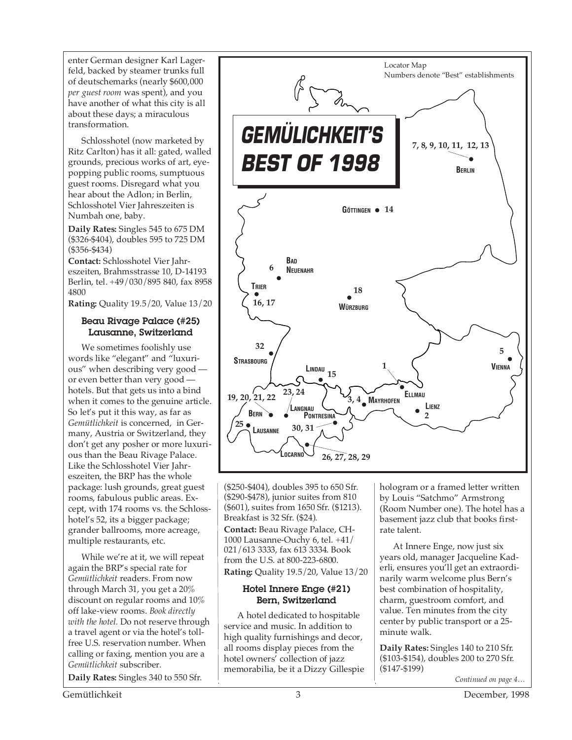enter German designer Karl Lagerfeld, backed by steamer trunks full of deutschemarks (nearly $600,000 *per guest room* was spent), and you have another of what this city is all about these days; a miraculous transformation.

Schlosshotel (now marketed by Ritz Carlton) has it all: gated, walled grounds, precious works of art, eye-popping public rooms, sumptuous guest rooms. Disregard what you hear about the Adlon; in Berlin, Schlosshotel Vier Jahreszeiten is Numbah one, baby.

**Daily Rates:** Singles 545 to 675 DM ($326-$404), doubles 595 to 725 DM ($356-$434)

**Contact:** Schlosshotel Vier Jahreszeiten, Brahmsstrasse 10, D-14193 Berlin, tel. +49/030/895 840, fax 8958 4800

**Rating:** Quality 19.5/20, Value 13/20

### Beau Rivage Palace (#25) Lausanne, Switzerland

We sometimes foolishly use words like "elegant" and "luxurious" when describing very good — or even better than very good — hotels. But that gets us into a bind when it comes to the genuine article. So let's put it this way, as far as *Gemütlichkeit* is concerned, in Germany, Austria or Switzerland, they don't get any posher or more luxurious than the Beau Rivage Palace. Like the Schlosshotel Vier Jahreszeiten, the BRP has the whole package: lush grounds, great guest rooms, fabulous public areas. Except, with 174 rooms vs. the Schlosshotel's 52, its a bigger package; grander ballrooms, more acreage, multiple restaurants, etc.

While we're at it, we will repeat again the BRP's special rate for *Gemütlichkeit* readers. From now through March 31, you get a 20% discount on regular rooms and 10% off lake-view rooms. *Book directly with the hotel.* Do not reserve through a travel agent or via the hotel's toll-free U.S. reservation number. When calling or faxing, mention you are a *Gemütlichkeit* subscriber.

**Daily Rates:** Singles 340 to 550 Sfr. ($250-$404), doubles 395 to 650 Sfr. ($290-$478), junior suites from 810 ($601), suites from 1650 Sfr. ($1213). Breakfast is 32 Sfr. ($24).

**Contact:** Beau Rivage Palace, CH-1000 Lausanne-Ouchy 6, tel. +41/021/613 3333, fax 613 3334. Book from the U.S. at 800-223-6800.

**Rating:** Quality 19.5/20, Value 13/20

## GEMÜLICHKEIT'S BEST OF 1998

Locator Map
Numbers denote "Best" establishments

Berlin: 7, 8, 9, 10, 11, 12, 13
Göttingen: 14
Bad Neuenahr: 6
Trier: 16, 17
Würzburg: 18
Strasbourg: 32
Vienna: 5
Ellmau: 1
Lindau: 15
Mayrhofen: 3, 4
Lienz: 2
Bern: 19, 20, 21, 22
Langnau: 23, 24
Pontresina: 30, 31
Lausanne: 25
Locarno: 26, 27, 28, 29

### Hotel Innere Enge (#21) Bern, Switzerland

A hotel dedicated to hospitable service and music. In addition to high quality furnishings and decor, all rooms display pieces from the hotel owners' collection of jazz memorabilia, be it a Dizzy Gillespie hologram or a framed letter written by Louis "Satchmo" Armstrong (Room Number one). The hotel has a basement jazz club that books first-rate talent.

At Innere Enge, now just six years old, manager Jacqueline Kaderli, ensures you'll get an extraordinarily warm welcome plus Bern's best combination of hospitality, charm, guestroom comfort, and value. Ten minutes from the city center by public transport or a 25-minute walk.

**Daily Rates:** Singles 140 to 210 Sfr. ($103-$154), doubles 200 to 270 Sfr. ($147-$199)

*Continued on page 4…*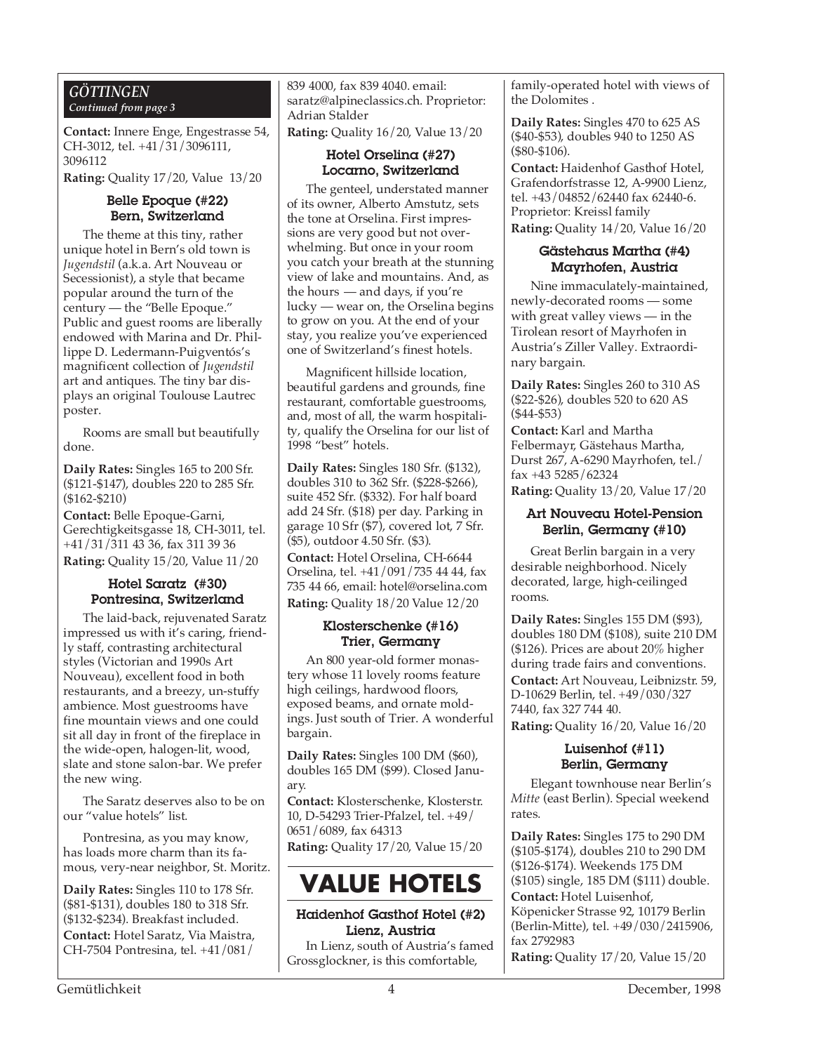## GÖTTINGEN

*Continued from page 3*

**Contact:** Innere Enge, Engestrasse 54, CH-3012, tel. +41/31/3096111, 3096112

**Rating:** Quality 17/20, Value 13/20

### Belle Epoque (#22) Bern, Switzerland

The theme at this tiny, rather unique hotel in Bern's old town is *Jugendstil* (a.k.a. Art Nouveau or Secessionist), a style that became popular around the turn of the century — the "Belle Epoque." Public and guest rooms are liberally endowed with Marina and Dr. Phillippe D. Ledermann-Puigventós's magnificent collection of *Jugendstil* art and antiques. The tiny bar displays an original Toulouse Lautrec poster.

Rooms are small but beautifully done.

**Daily Rates:** Singles 165 to 200 Sfr. ($121-$147), doubles 220 to 285 Sfr. ($162-$210)

**Contact:** Belle Epoque-Garni, Gerechtigkeitsgasse 18, CH-3011, tel. +41/31/311 43 36, fax 311 39 36

**Rating:** Quality 15/20, Value 11/20

### Hotel Saratz (#30) Pontresina, Switzerland

The laid-back, rejuvenated Saratz impressed us with it's caring, friendly staff, contrasting architectural styles (Victorian and 1990s Art Nouveau), excellent food in both restaurants, and a breezy, un-stuffy ambience. Most guestrooms have fine mountain views and one could sit all day in front of the fireplace in the wide-open, halogen-lit, wood, slate and stone salon-bar. We prefer the new wing.

The Saratz deserves also to be on our "value hotels" list.

Pontresina, as you may know, has loads more charm than its famous, very-near neighbor, St. Moritz.

**Daily Rates:** Singles 110 to 178 Sfr. ($81-$131), doubles 180 to 318 Sfr. ($132-$234). Breakfast included.

**Contact:** Hotel Saratz, Via Maistra, CH-7504 Pontresina, tel. +41/081/839 4000, fax 839 4040. email: saratz@alpineclassics.ch. Proprietor: Adrian Stalder

**Rating:** Quality 16/20, Value 13/20

### Hotel Orselina (#27) Locarno, Switzerland

The genteel, understated manner of its owner, Alberto Amstutz, sets the tone at Orselina. First impressions are very good but not overwhelming. But once in your room you catch your breath at the stunning view of lake and mountains. And, as the hours — and days, if you're lucky — wear on, the Orselina begins to grow on you. At the end of your stay, you realize you've experienced one of Switzerland's finest hotels.

Magnificent hillside location, beautiful gardens and grounds, fine restaurant, comfortable guestrooms, and, most of all, the warm hospitality, qualify the Orselina for our list of 1998 "best" hotels.

**Daily Rates:** Singles 180 Sfr. ($132), doubles 310 to 362 Sfr. ($228-$266), suite 452 Sfr. ($332). For half board add 24 Sfr. ($18) per day. Parking in garage 10 Sfr ($7), covered lot, 7 Sfr. ($5), outdoor 4.50 Sfr. ($3).

**Contact:** Hotel Orselina, CH-6644 Orselina, tel. +41/091/735 44 44, fax 735 44 66, email: hotel@orselina.com

**Rating:** Quality 18/20 Value 12/20

### Klosterschenke (#16) Trier, Germany

An 800 year-old former monastery whose 11 lovely rooms feature high ceilings, hardwood floors, exposed beams, and ornate moldings. Just south of Trier. A wonderful bargain.

**Daily Rates:** Singles 100 DM ($60), doubles 165 DM ($99). Closed January.

**Contact:** Klosterschenke, Klosterstr. 10, D-54293 Trier-Pfalzel, tel. +49/0651/6089, fax 64313

**Rating:** Quality 17/20, Value 15/20

# VALUE HOTELS

### Haidenhof Gasthof Hotel (#2) Lienz, Austria

In Lienz, south of Austria's famed Grossglockner, is this comfortable, family-operated hotel with views of the Dolomites .

**Daily Rates:** Singles 470 to 625 AS ($40-$53), doubles 940 to 1250 AS ($80-$106).

**Contact:** Haidenhof Gasthof Hotel, Grafendorfstrasse 12, A-9900 Lienz, tel. +43/04852/62440 fax 62440-6. Proprietor: Kreissl family

**Rating:** Quality 14/20, Value 16/20

### Gästehaus Martha (#4) Mayrhofen, Austria

Nine immaculately-maintained, newly-decorated rooms — some with great valley views — in the Tirolean resort of Mayrhofen in Austria's Ziller Valley. Extraordinary bargain.

**Daily Rates:** Singles 260 to 310 AS ($22-$26), doubles 520 to 620 AS ($44-$53)

**Contact:** Karl and Martha Felbermayr, Gästehaus Martha, Durst 267, A-6290 Mayrhofen, tel./fax +43 5285/62324

**Rating:** Quality 13/20, Value 17/20

### Art Nouveau Hotel-Pension Berlin, Germany (#10)

Great Berlin bargain in a very desirable neighborhood. Nicely decorated, large, high-ceilinged rooms.

**Daily Rates:** Singles 155 DM ($93), doubles 180 DM ($108), suite 210 DM ($126). Prices are about 20% higher during trade fairs and conventions.

**Contact:** Art Nouveau, Leibnizstr. 59, D-10629 Berlin, tel. +49/030/327 7440, fax 327 744 40.

**Rating:** Quality 16/20, Value 16/20

### Luisenhof (#11) Berlin, Germany

Elegant townhouse near Berlin's *Mitte* (east Berlin). Special weekend rates.

**Daily Rates:** Singles 175 to 290 DM ($105-$174), doubles 210 to 290 DM ($126-$174). Weekends 175 DM ($105) single, 185 DM ($111) double.

**Contact:** Hotel Luisenhof, Köpenicker Strasse 92, 10179 Berlin (Berlin-Mitte), tel. +49/030/2415906, fax 2792983

**Rating:** Quality 17/20, Value 15/20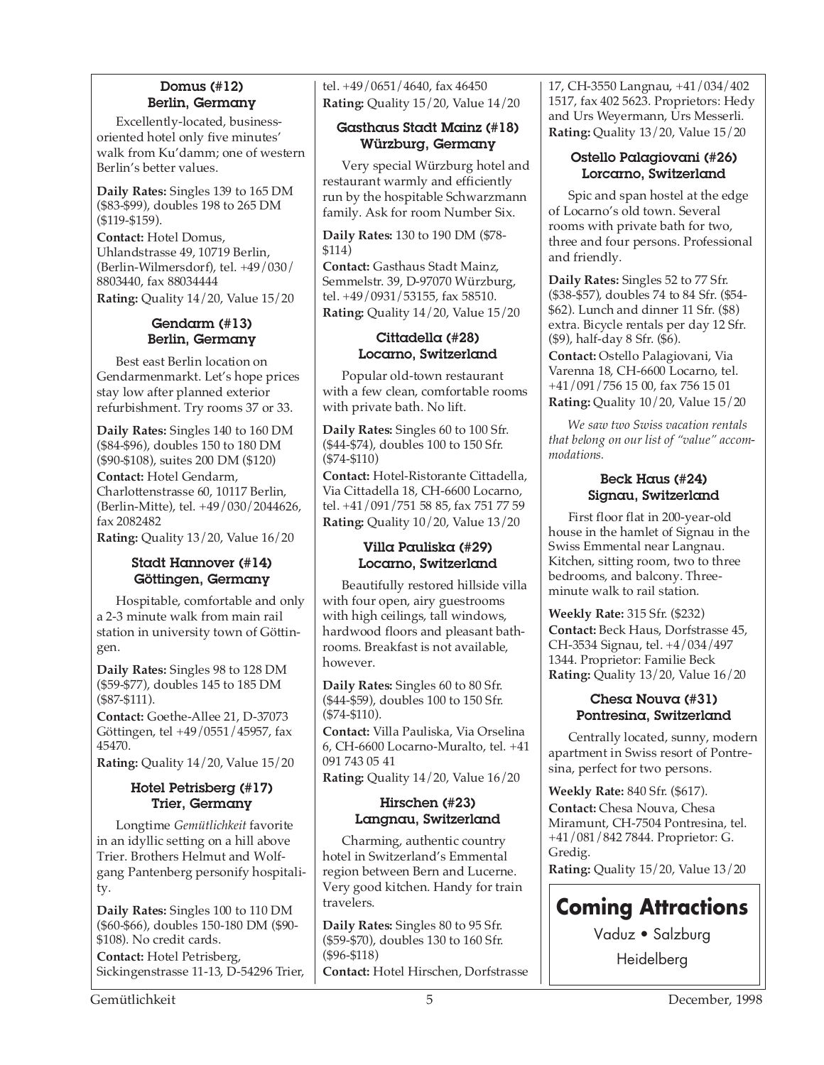### Domus (#12)
### Berlin, Germany

Excellently-located, business-oriented hotel only five minutes' walk from Ku'damm; one of western Berlin's better values.

**Daily Rates:** Singles 139 to 165 DM ($83-$99), doubles 198 to 265 DM ($119-$159).

**Contact:** Hotel Domus, Uhlandstrasse 49, 10719 Berlin, (Berlin-Wilmersdorf), tel. +49/030/ 8803440, fax 88034444

**Rating:** Quality 14/20, Value 15/20

### Gendarm (#13)
### Berlin, Germany

Best east Berlin location on Gendarmenmarkt. Let's hope prices stay low after planned exterior refurbishment. Try rooms 37 or 33.

**Daily Rates:** Singles 140 to 160 DM ($84-$96), doubles 150 to 180 DM ($90-$108), suites 200 DM ($120)

**Contact:** Hotel Gendarm, Charlottenstrasse 60, 10117 Berlin, (Berlin-Mitte), tel. +49/030/2044626, fax 2082482

**Rating:** Quality 13/20, Value 16/20

### Stadt Hannover (#14)
### Göttingen, Germany

Hospitable, comfortable and only a 2-3 minute walk from main rail station in university town of Göttingen.

**Daily Rates:** Singles 98 to 128 DM ($59-$77), doubles 145 to 185 DM ($87-$111).

**Contact:** Goethe-Allee 21, D-37073 Göttingen, tel +49/0551/45957, fax 45470.

**Rating:** Quality 14/20, Value 15/20

### Hotel Petrisberg (#17)
### Trier, Germany

Longtime *Gemütlichkeit* favorite in an idyllic setting on a hill above Trier. Brothers Helmut and Wolfgang Pantenberg personify hospitality.

**Daily Rates:** Singles 100 to 110 DM ($60-$66), doubles 150-180 DM ($90-$108). No credit cards.

**Contact:** Hotel Petrisberg, Sickingenstrasse 11-13, D-54296 Trier, tel. +49/0651/4640, fax 46450

**Rating:** Quality 15/20, Value 14/20

### Gasthaus Stadt Mainz (#18)
### Würzburg, Germany

Very special Würzburg hotel and restaurant warmly and efficiently run by the hospitable Schwarzmann family. Ask for room Number Six.

**Daily Rates:** 130 to 190 DM ($78-$114)

**Contact:** Gasthaus Stadt Mainz, Semmelstr. 39, D-97070 Würzburg, tel. +49/0931/53155, fax 58510.

**Rating:** Quality 14/20, Value 15/20

### Cittadella (#28)
### Locarno, Switzerland

Popular old-town restaurant with a few clean, comfortable rooms with private bath. No lift.

**Daily Rates:** Singles 60 to 100 Sfr. ($44-$74), doubles 100 to 150 Sfr. ($74-$110)

**Contact:** Hotel-Ristorante Cittadella, Via Cittadella 18, CH-6600 Locarno, tel. +41/091/751 58 85, fax 751 77 59

**Rating:** Quality 10/20, Value 13/20

### Villa Pauliska (#29)
### Locarno, Switzerland

Beautifully restored hillside villa with four open, airy guestrooms with high ceilings, tall windows, hardwood floors and pleasant bathrooms. Breakfast is not available, however.

**Daily Rates:** Singles 60 to 80 Sfr. ($44-$59), doubles 100 to 150 Sfr. ($74-$110).

**Contact:** Villa Pauliska, Via Orselina 6, CH-6600 Locarno-Muralto, tel. +41 091 743 05 41

**Rating:** Quality 14/20, Value 16/20

### Hirschen (#23)
### Langnau, Switzerland

Charming, authentic country hotel in Switzerland's Emmental region between Bern and Lucerne. Very good kitchen. Handy for train travelers.

**Daily Rates:** Singles 80 to 95 Sfr. ($59-$70), doubles 130 to 160 Sfr. ($96-$118)

**Contact:** Hotel Hirschen, Dorfstrasse 17, CH-3550 Langnau, +41/034/402 1517, fax 402 5623. Proprietors: Hedy and Urs Weyermann, Urs Messerli.

**Rating:** Quality 13/20, Value 15/20

### Ostello Palagiovani (#26)
### Lorcarno, Switzerland

Spic and span hostel at the edge of Locarno's old town. Several rooms with private bath for two, three and four persons. Professional and friendly.

**Daily Rates:** Singles 52 to 77 Sfr. ($38-$57), doubles 74 to 84 Sfr. ($54-$62). Lunch and dinner 11 Sfr. ($8) extra. Bicycle rentals per day 12 Sfr. ($9), half-day 8 Sfr. ($6).

**Contact:** Ostello Palagiovani, Via Varenna 18, CH-6600 Locarno, tel. +41/091/756 15 00, fax 756 15 01

**Rating:** Quality 10/20, Value 15/20

*We saw two Swiss vacation rentals that belong on our list of "value" accommodations.*

### Beck Haus (#24)
### Signau, Switzerland

First floor flat in 200-year-old house in the hamlet of Signau in the Swiss Emmental near Langnau. Kitchen, sitting room, two to three bedrooms, and balcony. Three-minute walk to rail station.

**Weekly Rate:** 315 Sfr. ($232)

**Contact:** Beck Haus, Dorfstrasse 45, CH-3534 Signau, tel. +4/034/497 1344. Proprietor: Familie Beck

**Rating:** Quality 13/20, Value 16/20

### Chesa Nouva (#31)
### Pontresina, Switzerland

Centrally located, sunny, modern apartment in Swiss resort of Pontresina, perfect for two persons.

**Weekly Rate:** 840 Sfr. ($617).

**Contact:** Chesa Nouva, Chesa Miramunt, CH-7504 Pontresina, tel. +41/081/842 7844. Proprietor: G. Gredig.

**Rating:** Quality 15/20, Value 13/20

## Coming Attractions

Vaduz • Salzburg

Heidelberg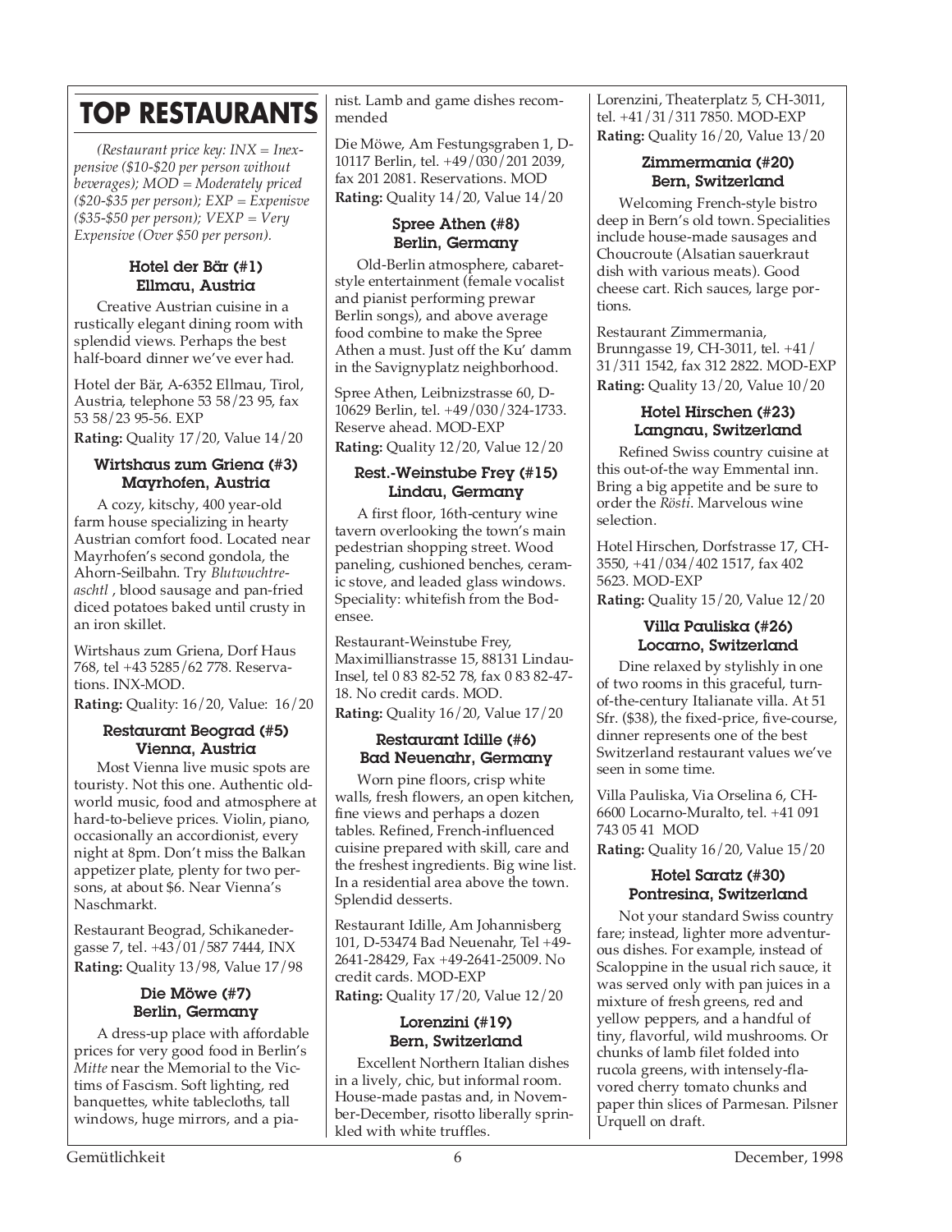# TOP RESTAURANTS

*(Restaurant price key: INX = Inexpensive ($10-$20 per person without beverages); MOD = Moderately priced ($20-$35 per person); EXP = Expenisve ($35-$50 per person); VEXP = Very Expensive (Over $50 per person).*

### Hotel der Bär (#1) Ellmau, Austria

Creative Austrian cuisine in a rustically elegant dining room with splendid views. Perhaps the best half-board dinner we've ever had.

Hotel der Bär, A-6352 Ellmau, Tirol, Austria, telephone 53 58/23 95, fax 53 58/23 95-56. EXP

**Rating:** Quality 17/20, Value 14/20

### Wirtshaus zum Griena (#3) Mayrhofen, Austria

A cozy, kitschy, 400 year-old farm house specializing in hearty Austrian comfort food. Located near Mayrhofen's second gondola, the Ahorn-Seilbahn. Try *Blutwuchtreaschtl* , blood sausage and pan-fried diced potatoes baked until crusty in an iron skillet.

Wirtshaus zum Griena, Dorf Haus 768, tel +43 5285/62 778. Reservations. INX-MOD.

**Rating:** Quality: 16/20, Value: 16/20

### Restaurant Beograd (#5) Vienna, Austria

Most Vienna live music spots are touristy. Not this one. Authentic old-world music, food and atmosphere at hard-to-believe prices. Violin, piano, occasionally an accordionist, every night at 8pm. Don't miss the Balkan appetizer plate, plenty for two persons, at about $6. Near Vienna's Naschmarkt.

Restaurant Beograd, Schikanedergasse 7, tel. +43/01/587 7444, INX

**Rating:** Quality 13/98, Value 17/98

### Die Möwe (#7) Berlin, Germany

A dress-up place with affordable prices for very good food in Berlin's *Mitte* near the Memorial to the Victims of Fascism. Soft lighting, red banquettes, white tablecloths, tall windows, huge mirrors, and a pianist. Lamb and game dishes recommended

Die Möwe, Am Festungsgraben 1, D-10117 Berlin, tel. +49/030/201 2039, fax 201 2081. Reservations. MOD

**Rating:** Quality 14/20, Value 14/20

### Spree Athen (#8) Berlin, Germany

Old-Berlin atmosphere, cabaret-style entertainment (female vocalist and pianist performing prewar Berlin songs), and above average food combine to make the Spree Athen a must. Just off the Ku' damm in the Savignyplatz neighborhood.

Spree Athen, Leibnizstrasse 60, D-10629 Berlin, tel. +49/030/324-1733. Reserve ahead. MOD-EXP

**Rating:** Quality 12/20, Value 12/20

### Rest.-Weinstube Frey (#15) Lindau, Germany

A first floor, 16th-century wine tavern overlooking the town's main pedestrian shopping street. Wood paneling, cushioned benches, ceramic stove, and leaded glass windows. Speciality: whitefish from the Bodensee.

Restaurant-Weinstube Frey, Maximillianstrasse 15, 88131 Lindau-Insel, tel 0 83 82-52 78, fax 0 83 82-47-18. No credit cards. MOD.

**Rating:** Quality 16/20, Value 17/20

### Restaurant Idille (#6) Bad Neuenahr, Germany

Worn pine floors, crisp white walls, fresh flowers, an open kitchen, fine views and perhaps a dozen tables. Refined, French-influenced cuisine prepared with skill, care and the freshest ingredients. Big wine list. In a residential area above the town. Splendid desserts.

Restaurant Idille, Am Johannisberg 101, D-53474 Bad Neuenahr, Tel +49-2641-28429, Fax +49-2641-25009. No credit cards. MOD-EXP

**Rating:** Quality 17/20, Value 12/20

### Lorenzini (#19) Bern, Switzerland

Excellent Northern Italian dishes in a lively, chic, but informal room. House-made pastas and, in November-December, risotto liberally sprinkled with white truffles.

Lorenzini, Theaterplatz 5, CH-3011, tel. +41/31/311 7850. MOD-EXP

**Rating:** Quality 16/20, Value 13/20

### Zimmermania (#20) Bern, Switzerland

Welcoming French-style bistro deep in Bern's old town. Specialities include house-made sausages and Choucroute (Alsatian sauerkraut dish with various meats). Good cheese cart. Rich sauces, large portions.

Restaurant Zimmermania, Brunngasse 19, CH-3011, tel. +41/31/311 1542, fax 312 2822. MOD-EXP

**Rating:** Quality 13/20, Value 10/20

### Hotel Hirschen (#23) Langnau, Switzerland

Refined Swiss country cuisine at this out-of-the way Emmental inn. Bring a big appetite and be sure to order the *Rösti*. Marvelous wine selection.

Hotel Hirschen, Dorfstrasse 17, CH-3550, +41/034/402 1517, fax 402 5623. MOD-EXP

**Rating:** Quality 15/20, Value 12/20

### Villa Pauliska (#26) Locarno, Switzerland

Dine relaxed by stylishly in one of two rooms in this graceful, turn-of-the-century Italianate villa. At 51 Sfr. ($38), the fixed-price, five-course, dinner represents one of the best Switzerland restaurant values we've seen in some time.

Villa Pauliska, Via Orselina 6, CH-6600 Locarno-Muralto, tel. +41 091 743 05 41 MOD

**Rating:** Quality 16/20, Value 15/20

### Hotel Saratz (#30) Pontresina, Switzerland

Not your standard Swiss country fare; instead, lighter more adventurous dishes. For example, instead of Scaloppine in the usual rich sauce, it was served only with pan juices in a mixture of fresh greens, red and yellow peppers, and a handful of tiny, flavorful, wild mushrooms. Or chunks of lamb filet folded into rucola greens, with intensely-flavored cherry tomato chunks and paper thin slices of Parmesan. Pilsner Urquell on draft.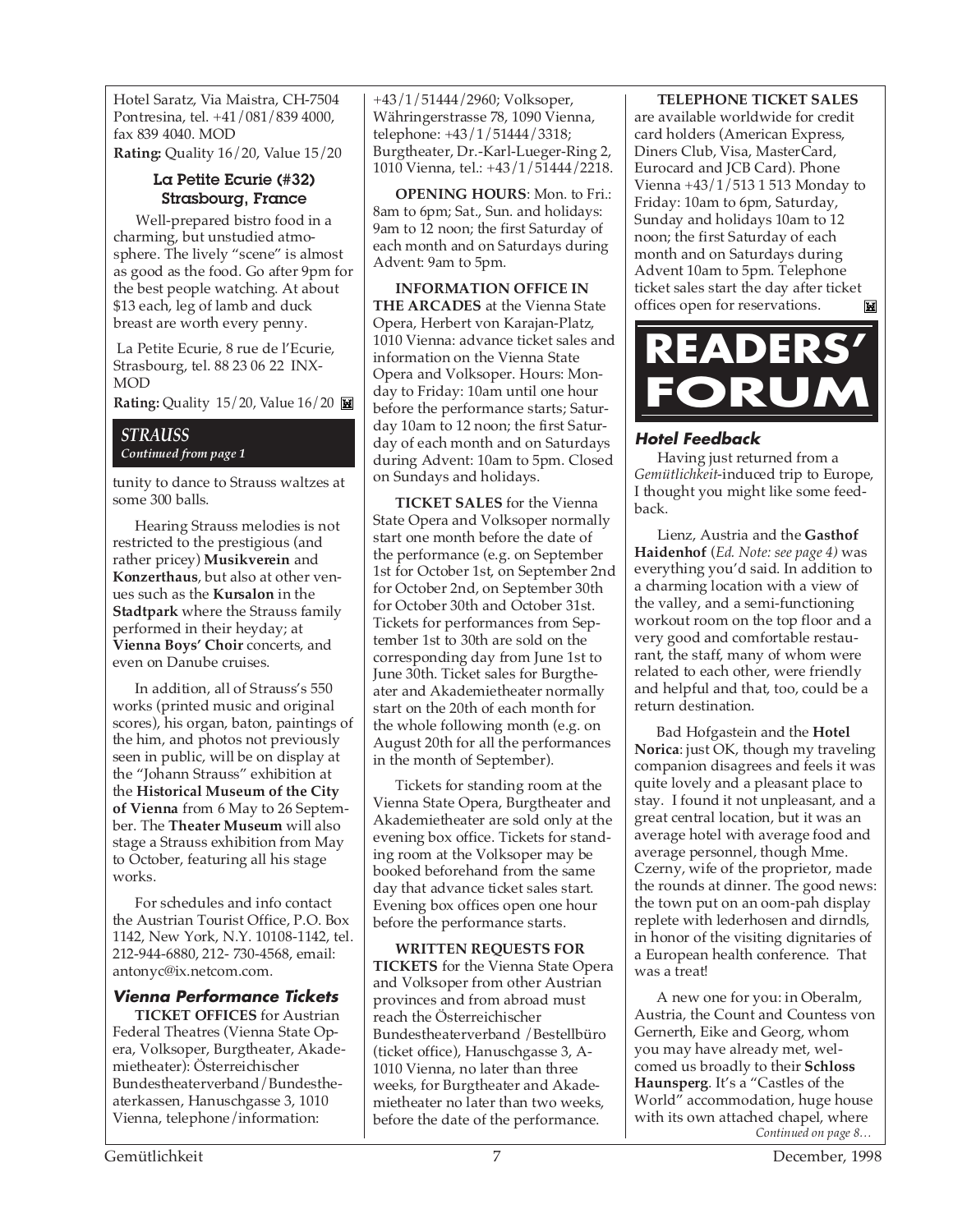Hotel Saratz, Via Maistra, CH-7504 Pontresina, tel. +41/081/839 4000, fax 839 4040. MOD

**Rating:** Quality 16/20, Value 15/20

### La Petite Ecurie (#32) Strasbourg, France

Well-prepared bistro food in a charming, but unstudied atmosphere. The lively "scene" is almost as good as the food. Go after 9pm for the best people watching. At about $13 each, leg of lamb and duck breast are worth every penny.

La Petite Ecurie, 8 rue de l'Ecurie, Strasbourg, tel. 88 23 06 22 INX-MOD

**Rating:** Quality 15/20, Value 16/20

## *STRAUSS*

*Continued from page 1*

tunity to dance to Strauss waltzes at some 300 balls.

Hearing Strauss melodies is not restricted to the prestigious (and rather pricey) **Musikverein** and **Konzerthaus**, but also at other venues such as the **Kursalon** in the **Stadtpark** where the Strauss family performed in their heyday; at **Vienna Boys' Choir** concerts, and even on Danube cruises.

In addition, all of Strauss's 550 works (printed music and original scores), his organ, baton, paintings of the him, and photos not previously seen in public, will be on display at the "Johann Strauss" exhibition at the **Historical Museum of the City of Vienna** from 6 May to 26 September. The **Theater Museum** will also stage a Strauss exhibition from May to October, featuring all his stage works.

For schedules and info contact the Austrian Tourist Office, P.O. Box 1142, New York, N.Y. 10108-1142, tel. 212-944-6880, 212- 730-4568, email: antonyc@ix.netcom.com.

### *Vienna Performance Tickets*

**TICKET OFFICES** for Austrian Federal Theatres (Vienna State Opera, Volksoper, Burgtheater, Akademietheater): Österreichischer Bundestheaterverband/Bundestheaterkassen, Hanuschgasse 3, 1010 Vienna, telephone/information: +43/1/51444/2960; Volksoper, Währingerstrasse 78, 1090 Vienna, telephone: +43/1/51444/3318; Burgtheater, Dr.-Karl-Lueger-Ring 2, 1010 Vienna, tel.: +43/1/51444/2218.

**OPENING HOURS**: Mon. to Fri.: 8am to 6pm; Sat., Sun. and holidays: 9am to 12 noon; the first Saturday of each month and on Saturdays during Advent: 9am to 5pm.

**INFORMATION OFFICE IN THE ARCADES** at the Vienna State Opera, Herbert von Karajan-Platz, 1010 Vienna: advance ticket sales and information on the Vienna State Opera and Volksoper. Hours: Monday to Friday: 10am until one hour before the performance starts; Saturday 10am to 12 noon; the first Saturday of each month and on Saturdays during Advent: 10am to 5pm. Closed on Sundays and holidays.

**TICKET SALES** for the Vienna State Opera and Volksoper normally start one month before the date of the performance (e.g. on September 1st for October 1st, on September 2nd for October 2nd, on September 30th for October 30th and October 31st. Tickets for performances from September 1st to 30th are sold on the corresponding day from June 1st to June 30th. Ticket sales for Burgtheater and Akademietheater normally start on the 20th of each month for the whole following month (e.g. on August 20th for all the performances in the month of September).

Tickets for standing room at the Vienna State Opera, Burgtheater and Akademietheater are sold only at the evening box office. Tickets for standing room at the Volksoper may be booked beforehand from the same day that advance ticket sales start. Evening box offices open one hour before the performance starts.

**WRITTEN REQUESTS FOR TICKETS** for the Vienna State Opera and Volksoper from other Austrian provinces and from abroad must reach the Österreichischer Bundestheaterverband /Bestellbüro (ticket office), Hanuschgasse 3, A-1010 Vienna, no later than three weeks, for Burgtheater and Akademietheater no later than two weeks, before the date of the performance.

**TELEPHONE TICKET SALES** are available worldwide for credit card holders (American Express, Diners Club, Visa, MasterCard, Eurocard and JCB Card). Phone Vienna +43/1/513 1 513 Monday to Friday: 10am to 6pm, Saturday, Sunday and holidays 10am to 12 noon; the first Saturday of each month and on Saturdays during Advent 10am to 5pm. Telephone ticket sales start the day after ticket offices open for reservations.

# READERS' FORUM

### *Hotel Feedback*

Having just returned from a *Gemütlichkeit*-induced trip to Europe, I thought you might like some feedback.

Lienz, Austria and the **Gasthof Haidenhof** (*Ed. Note: see page 4)* was everything you'd said. In addition to a charming location with a view of the valley, and a semi-functioning workout room on the top floor and a very good and comfortable restaurant, the staff, many of whom were related to each other, were friendly and helpful and that, too, could be a return destination.

Bad Hofgastein and the **Hotel Norica**: just OK, though my traveling companion disagrees and feels it was quite lovely and a pleasant place to stay. I found it not unpleasant, and a great central location, but it was an average hotel with average food and average personnel, though Mme. Czerny, wife of the proprietor, made the rounds at dinner. The good news: the town put on an oom-pah display replete with lederhosen and dirndls, in honor of the visiting dignitaries of a European health conference. That was a treat!

A new one for you: in Oberalm, Austria, the Count and Countess von Gernerth, Eike and Georg, whom you may have already met, welcomed us broadly to their **Schloss Haunsperg**. It's a "Castles of the World" accommodation, huge house with its own attached chapel, where

*Continued on page 8…*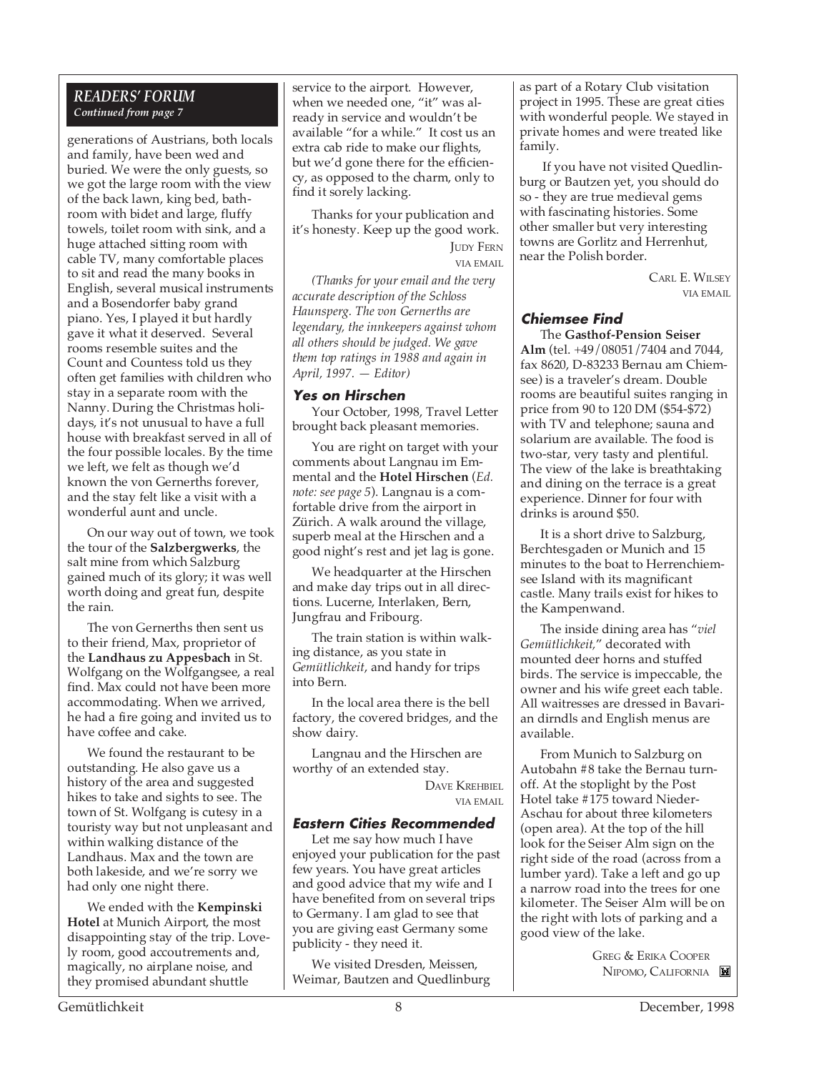*READERS' FORUM*
*Continued from page 7*

generations of Austrians, both locals and family, have been wed and buried. We were the only guests, so we got the large room with the view of the back lawn, king bed, bathroom with bidet and large, fluffy towels, toilet room with sink, and a huge attached sitting room with cable TV, many comfortable places to sit and read the many books in English, several musical instruments and a Bosendorfer baby grand piano. Yes, I played it but hardly gave it what it deserved. Several rooms resemble suites and the Count and Countess told us they often get families with children who stay in a separate room with the Nanny. During the Christmas holidays, it's not unusual to have a full house with breakfast served in all of the four possible locales. By the time we left, we felt as though we'd known the von Gernerths forever, and the stay felt like a visit with a wonderful aunt and uncle.

On our way out of town, we took the tour of the **Salzbergwerks**, the salt mine from which Salzburg gained much of its glory; it was well worth doing and great fun, despite the rain.

The von Gernerths then sent us to their friend, Max, proprietor of the **Landhaus zu Appesbach** in St. Wolfgang on the Wolfgangsee, a real find. Max could not have been more accommodating. When we arrived, he had a fire going and invited us to have coffee and cake.

We found the restaurant to be outstanding. He also gave us a history of the area and suggested hikes to take and sights to see. The town of St. Wolfgang is cutesy in a touristy way but not unpleasant and within walking distance of the Landhaus. Max and the town are both lakeside, and we're sorry we had only one night there.

We ended with the **Kempinski Hotel** at Munich Airport, the most disappointing stay of the trip. Lovely room, good accoutrements and, magically, no airplane noise, and they promised abundant shuttle service to the airport. However, when we needed one, "it" was already in service and wouldn't be available "for a while." It cost us an extra cab ride to make our flights, but we'd gone there for the efficiency, as opposed to the charm, only to find it sorely lacking.

Thanks for your publication and it's honesty. Keep up the good work.

JUDY FERN
VIA EMAIL

*(Thanks for your email and the very accurate description of the Schloss Haunsperg. The von Gernerths are legendary, the innkeepers against whom all others should be judged. We gave them top ratings in 1988 and again in April, 1997. — Editor)*

### Yes on Hirschen

Your October, 1998, Travel Letter brought back pleasant memories.

You are right on target with your comments about Langnau im Emmental and the **Hotel Hirschen** (*Ed. note: see page 5*). Langnau is a comfortable drive from the airport in Zürich. A walk around the village, superb meal at the Hirschen and a good night's rest and jet lag is gone.

We headquarter at the Hirschen and make day trips out in all directions. Lucerne, Interlaken, Bern, Jungfrau and Fribourg.

The train station is within walking distance, as you state in *Gemütlichkeit*, and handy for trips into Bern.

In the local area there is the bell factory, the covered bridges, and the show dairy.

Langnau and the Hirschen are worthy of an extended stay.

DAVE KREHBIEL
VIA EMAIL

### Eastern Cities Recommended

Let me say how much I have enjoyed your publication for the past few years. You have great articles and good advice that my wife and I have benefited from on several trips to Germany. I am glad to see that you are giving east Germany some publicity - they need it.

We visited Dresden, Meissen, Weimar, Bautzen and Quedlinburg as part of a Rotary Club visitation project in 1995. These are great cities with wonderful people. We stayed in private homes and were treated like family.

If you have not visited Quedlinburg or Bautzen yet, you should do so - they are true medieval gems with fascinating histories. Some other smaller but very interesting towns are Gorlitz and Herrenhut, near the Polish border.

CARL E. WILSEY
VIA EMAIL

### Chiemsee Find

The **Gasthof-Pension Seiser Alm** (tel. +49/08051/7404 and 7044, fax 8620, D-83233 Bernau am Chiemsee) is a traveler's dream. Double rooms are beautiful suites ranging in price from 90 to 120 DM ($54-$72) with TV and telephone; sauna and solarium are available. The food is two-star, very tasty and plentiful. The view of the lake is breathtaking and dining on the terrace is a great experience. Dinner for four with drinks is around $50.

It is a short drive to Salzburg, Berchtesgaden or Munich and 15 minutes to the boat to Herrenchiemsee Island with its magnificant castle. Many trails exist for hikes to the Kampenwand.

The inside dining area has "*viel Gemütlichkeit,*" decorated with mounted deer horns and stuffed birds. The service is impeccable, the owner and his wife greet each table. All waitresses are dressed in Bavarian dirndls and English menus are available.

From Munich to Salzburg on Autobahn #8 take the Bernau turnoff. At the stoplight by the Post Hotel take #175 toward Nieder-Aschau for about three kilometers (open area). At the top of the hill look for the Seiser Alm sign on the right side of the road (across from a lumber yard). Take a left and go up a narrow road into the trees for one kilometer. The Seiser Alm will be on the right with lots of parking and a good view of the lake.

GREG & ERIKA COOPER
NIPOMO, CALIFORNIA